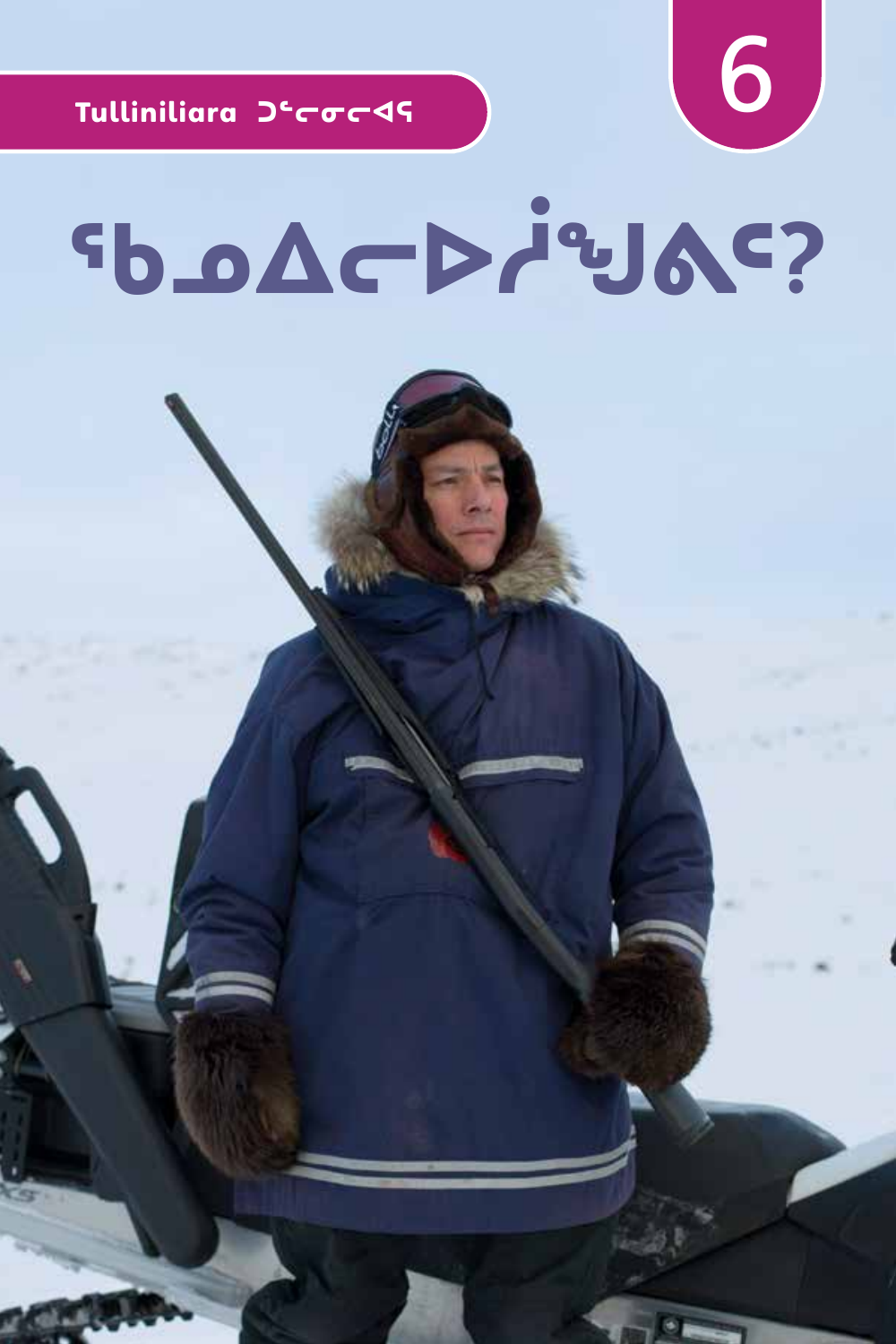Tulliniliara ᑐᓪᓕᓂᓕᐊᕋ

6

# ᖃᓄᐃᓕᐅᕐᓗᑎᒃ?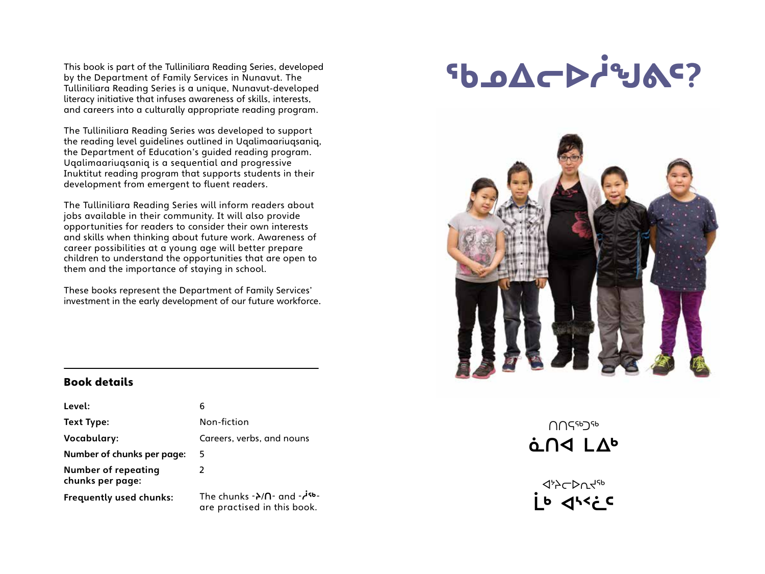This book is part of the Tulliniliara Reading Series, developed by the Department of Family Services in Nunavut. The Tulliniliara Reading Series is a unique, Nunavut-developed literacy initiative that infuses awareness of skills, interests, and careers into a culturally appropriate reading program.

The Tulliniliara Reading Series was developed to support the reading level guidelines outlined in Uqalimaariuqsaniq, the Department of Education's guided reading program. Uqalimaariuqsaniq is a sequential and progressive Inuktitut reading program that supports students in their development from emergent to fluent readers.

The Tulliniliara Reading Series will inform readers about jobs available in their community. It will also provide opportunities for readers to consider their own interests and skills when thinking about future work. Awareness of career possibilities at a young age will better prepare children to understand the opportunities that are open to them and the importance of staying in school.

These books represent the Department of Family Services' investment in the early development of our future workforce.

## Book details

| | |
|---|---|
| **Level:** | 6 |
| **Text Type:** | Non-fiction |
| **Vocabulary:** | Careers, verbs, and nouns |
| **Number of chunks per page:** | 5 |
| **Number of repeating chunks per page:** | 2 |
| **Frequently used chunks:** | The chunks -ᔨ/ᑎ- and -ᓲᖅ- are practised in this book. |

# ᖃᓄᐃᓕᐅᓲᖑᕙᑦ?

ᑎᑎᕐᖃᓕᐅᖅᑐᖅ
ᓈᑎᐊ ᒪᐃᒃ

ᐊᔾᔨᓕᐅᕆᔪᖅ
ᒫᒃ ᐊᕐᐸᓛᑦ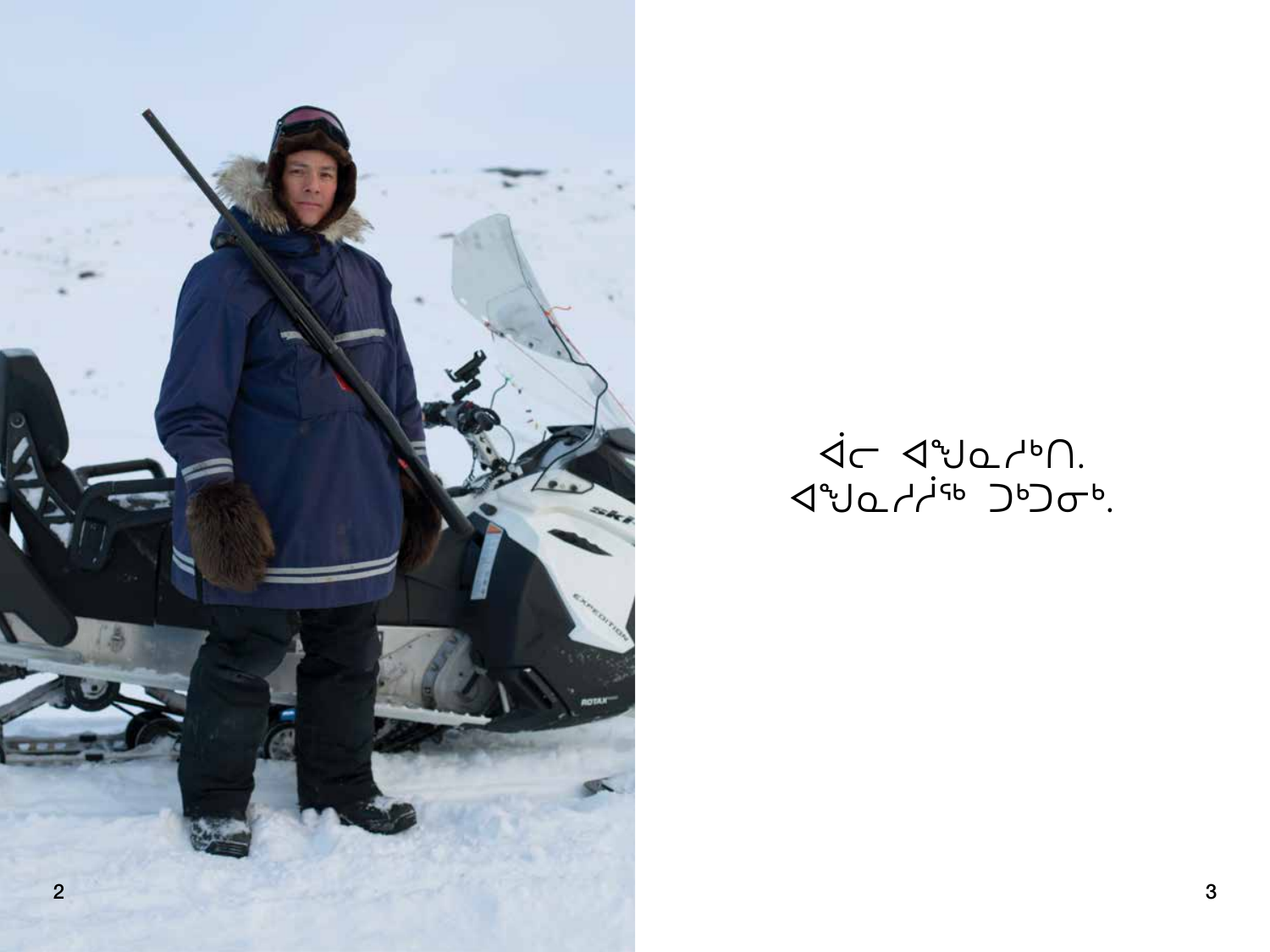ᐋᓕ ᐊᖑᓇᓱᒃᑎ.
ᐊᖑᓇᓱᓲᖅ ᑐᒃᑐᓂᒃ.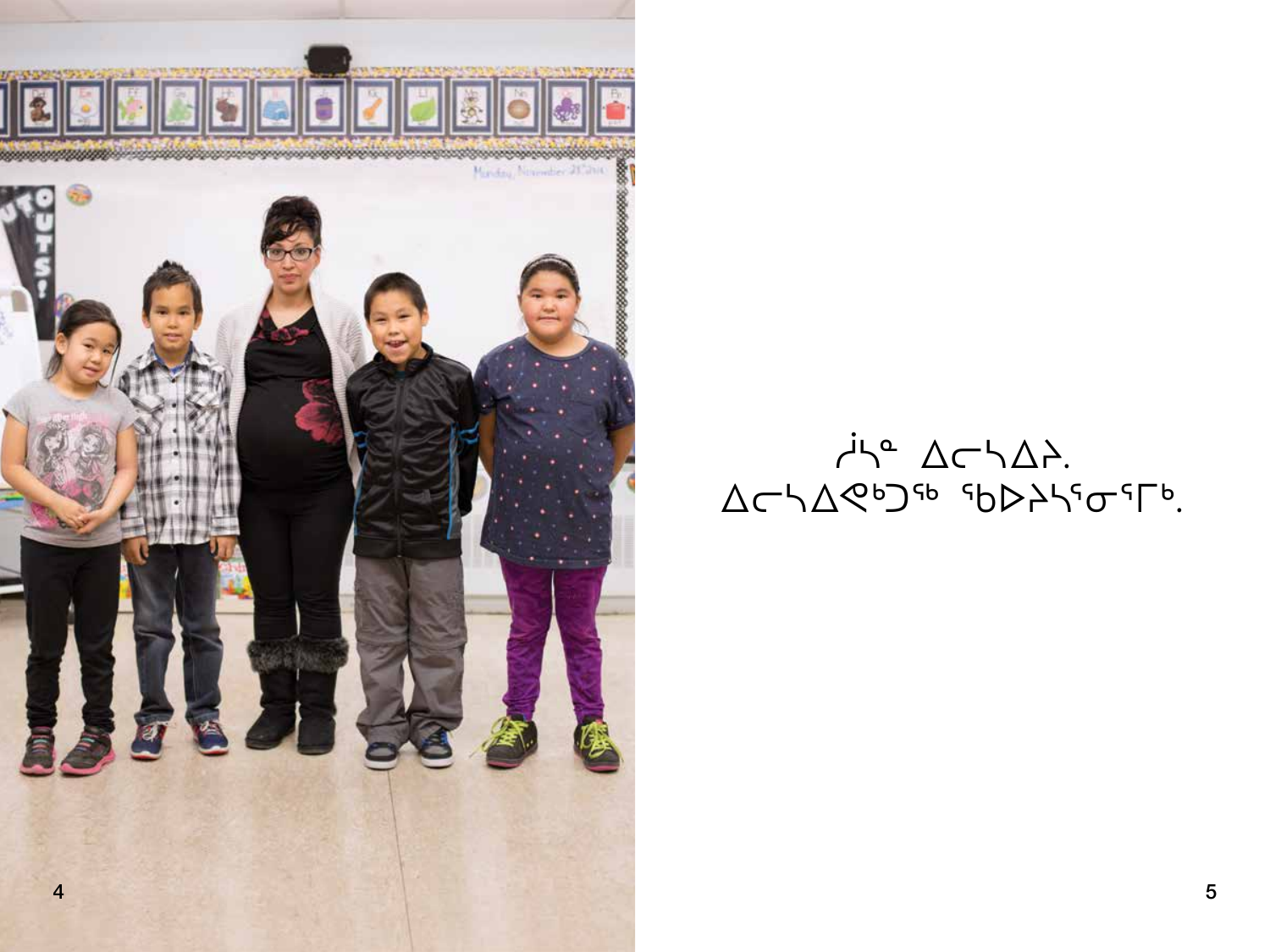ᓲᓯᓐ ᐃᓕᓴᐃᔾ.
ᐃᓕᓴᐃᕙᒃᑐᖅ ᖃᐅᔨᓴᕐᓂᕐᒥᒃ.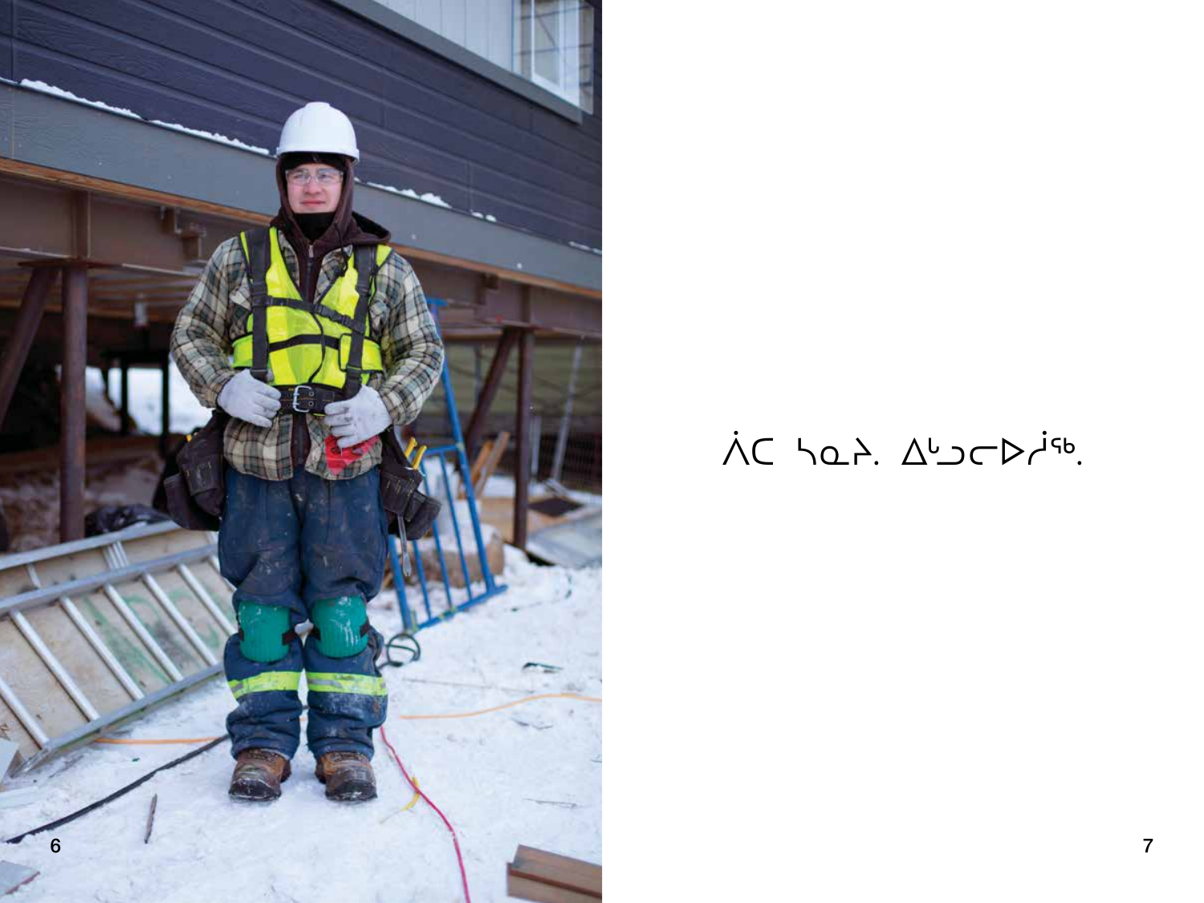ᐲᑕ ᓴᓇᔨ. ᐃᒡᓗᓕᐅᓲᖅ.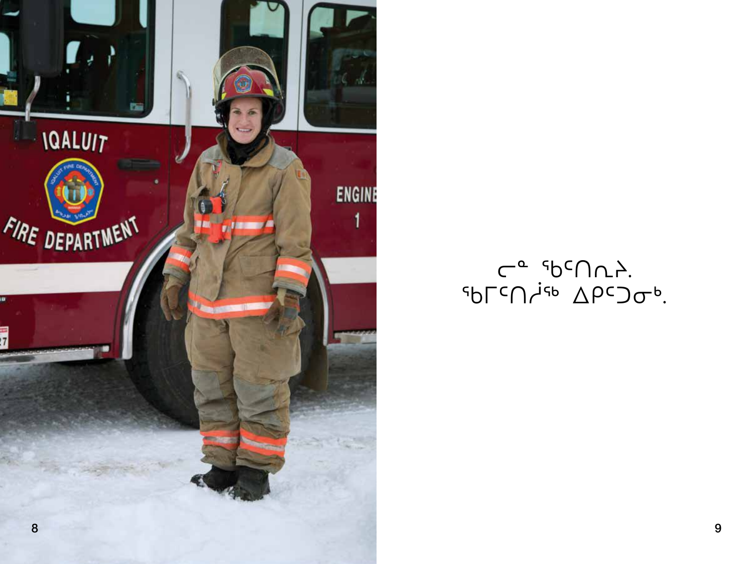ᓕᓐ ᖃᑦᑎᓇᕐ.
ᖃᒥᑦᑎᓲᖅ ᐃᑭᑦᑐᓂᒃ.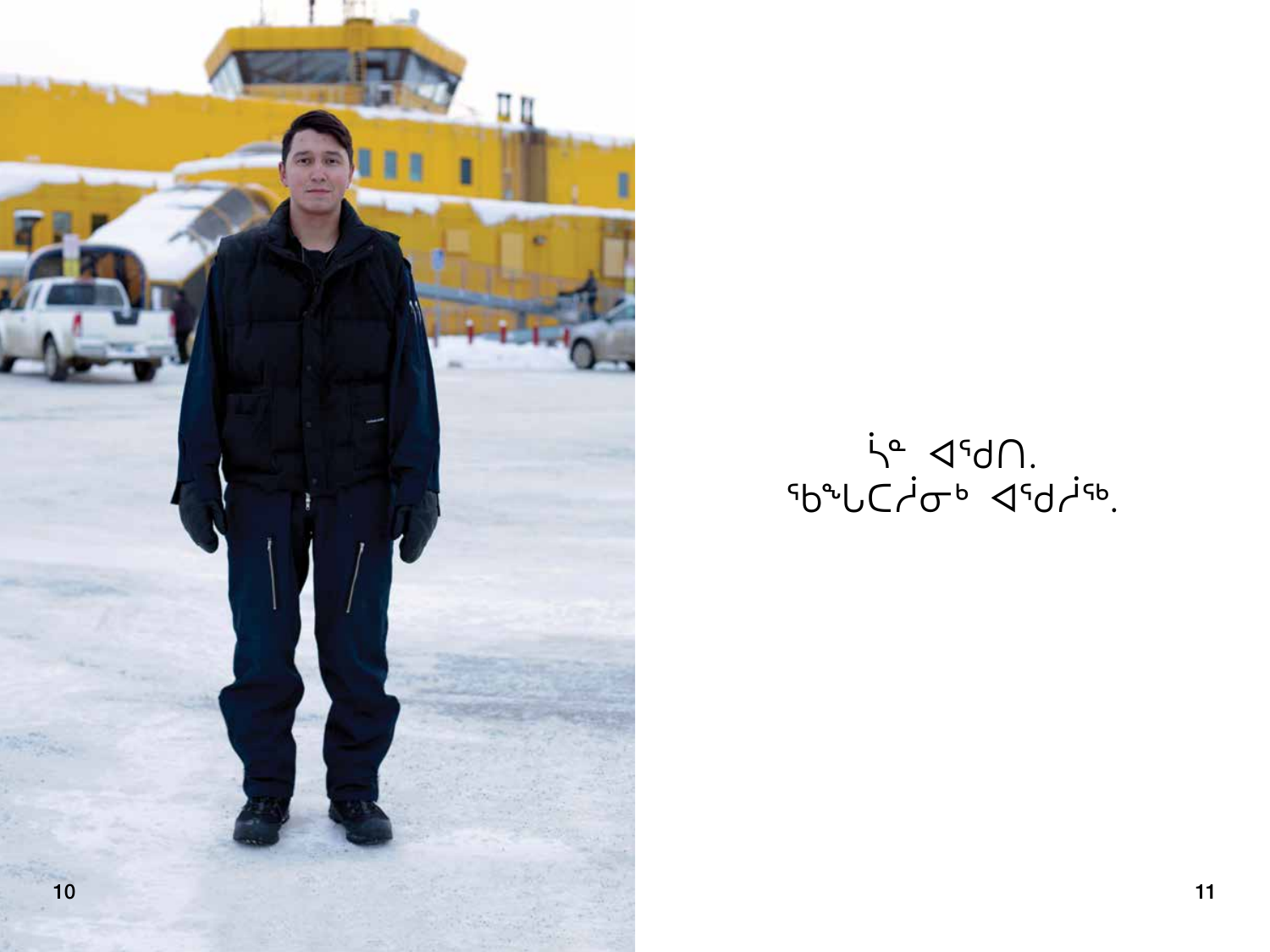ᔮᓐ ᐊᕐᑯᑎ.
ᖃᖖᒐᓚᓯᓃᑦ ᐊᕐᑯᓰᖅ.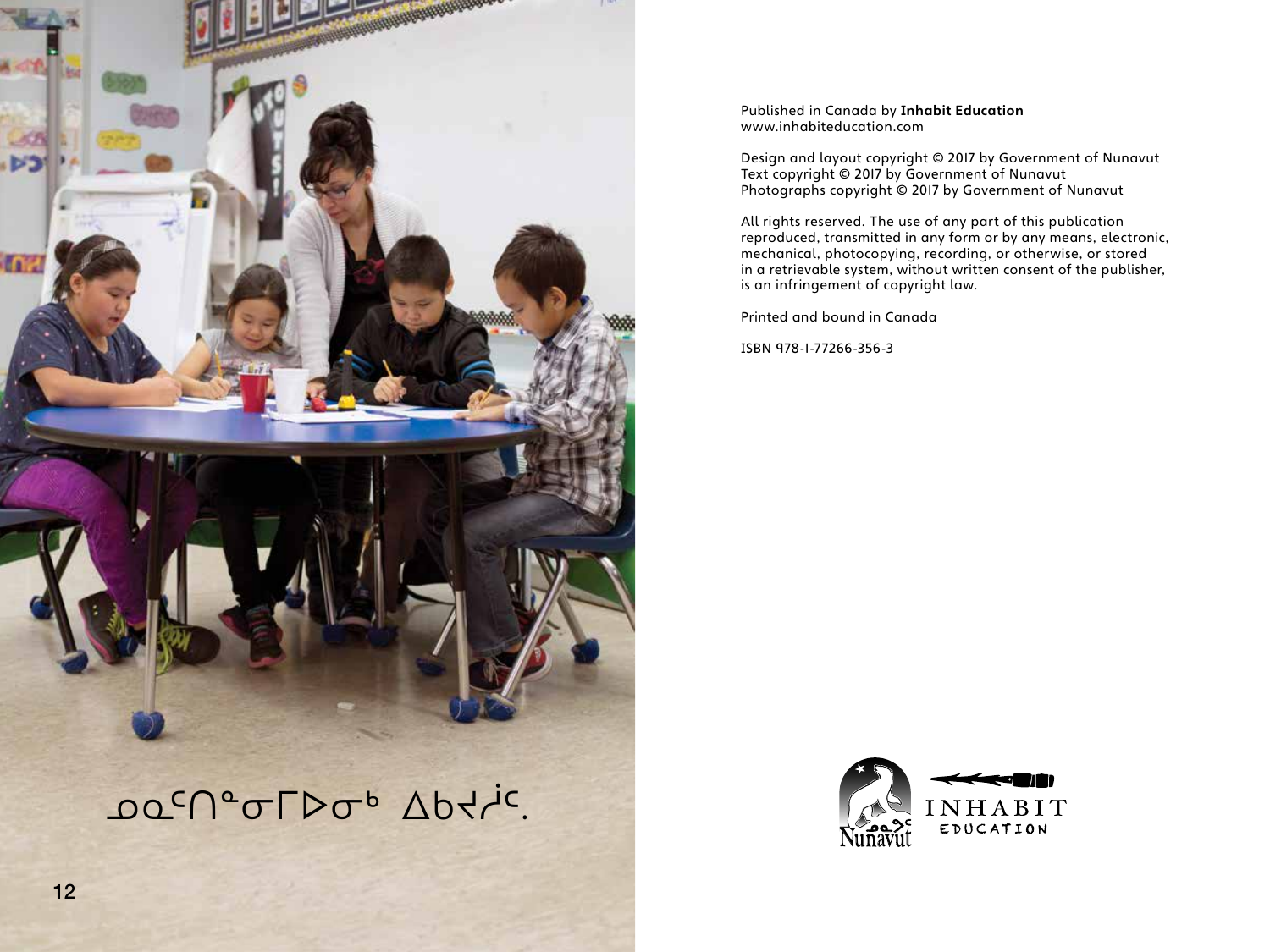ᓄᓇᑦᑎᓐᓂᒥᐅᓂᒃ ᐃᑲᔪᕐᑕ.

Published in Canada by **Inhabit Education**
www.inhabiteducation.com

Design and layout copyright © 2017 by Government of Nunavut
Text copyright © 2017 by Government of Nunavut
Photographs copyright © 2017 by Government of Nunavut

All rights reserved. The use of any part of this publication reproduced, transmitted in any form or by any means, electronic, mechanical, photocopying, recording, or otherwise, or stored in a retrievable system, without written consent of the publisher, is an infringement of copyright law.

Printed and bound in Canada

ISBN 978-1-77266-356-3

Nunavut

INHABIT EDUCATION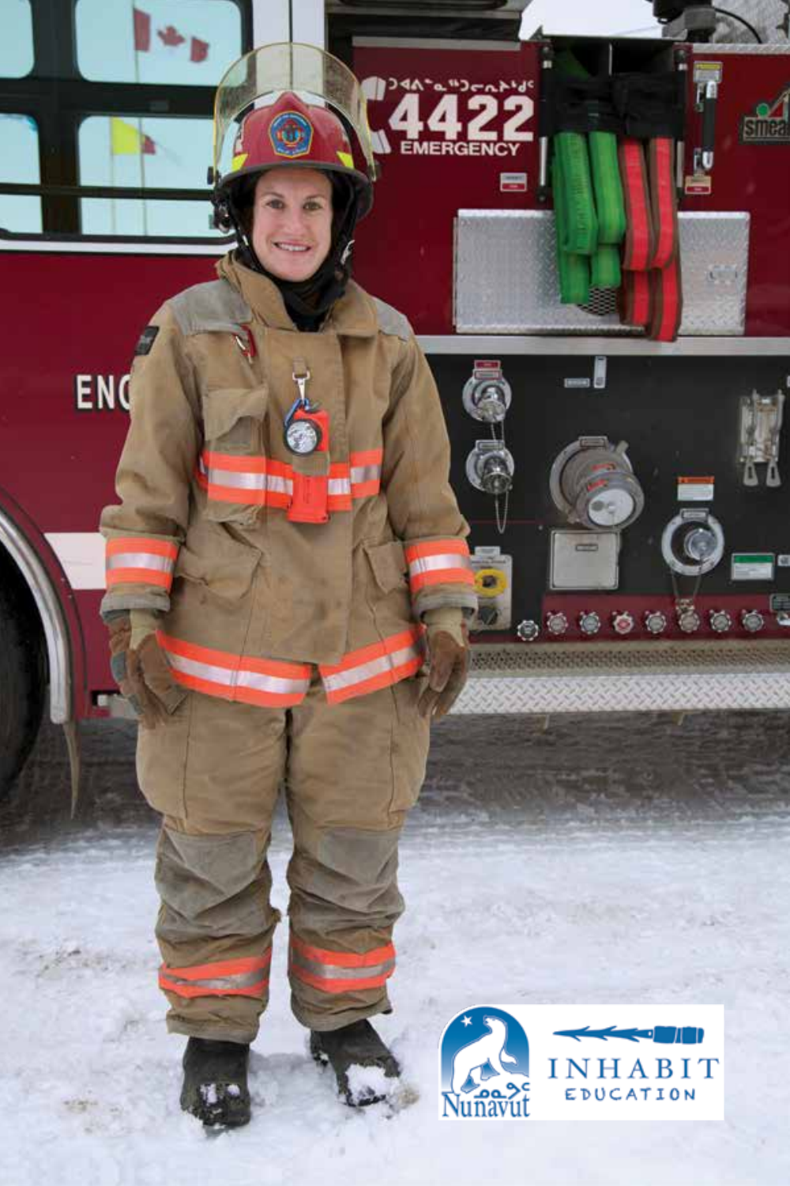Nunavut

INHABIT EDUCATION